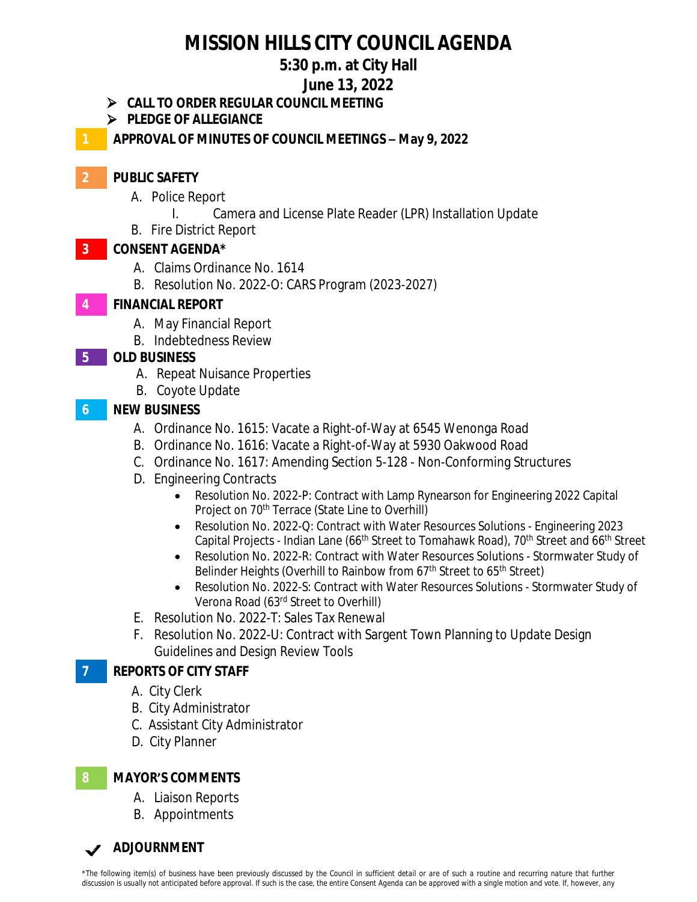# MISSION HILLS CITY COUNCIL AGENDA

## 5:30 p.m. at City Hall

## June 13, 2022

- **CALL TO ORDER REGULAR COUNCIL MEETING**
- **PLEDGE OF ALLEGIANCE**

**1 APPROVAL OF MINUTES OF COUNCIL MEETINGS – May 9, 2022**

**2 PUBLIC SAFETY**

A. Police Report
   I. Camera and License Plate Reader (LPR) Installation Update

B. Fire District Report

**3 CONSENT AGENDA***

A. Claims Ordinance No. 1614

B. Resolution No. 2022-O: CARS Program (2023-2027)

**4 FINANCIAL REPORT**

A. May Financial Report

B. Indebtedness Review

**5 OLD BUSINESS**

A. Repeat Nuisance Properties

B. Coyote Update

**6 NEW BUSINESS**

A. Ordinance No. 1615: Vacate a Right-of-Way at 6545 Wenonga Road

B. Ordinance No. 1616: Vacate a Right-of-Way at 5930 Oakwood Road

C. Ordinance No. 1617: Amending Section 5-128 - Non-Conforming Structures

D. Engineering Contracts
   - Resolution No. 2022-P: Contract with Lamp Rynearson for Engineering 2022 Capital Project on 70th Terrace (State Line to Overhill)
   - Resolution No. 2022-Q: Contract with Water Resources Solutions - Engineering 2023 Capital Projects - Indian Lane (66th Street to Tomahawk Road), 70th Street and 66th Street
   - Resolution No. 2022-R: Contract with Water Resources Solutions - Stormwater Study of Belinder Heights (Overhill to Rainbow from 67th Street to 65th Street)
   - Resolution No. 2022-S: Contract with Water Resources Solutions - Stormwater Study of Verona Road (63rd Street to Overhill)

E. Resolution No. 2022-T: Sales Tax Renewal

F. Resolution No. 2022-U: Contract with Sargent Town Planning to Update Design Guidelines and Design Review Tools

**7 REPORTS OF CITY STAFF**

A. City Clerk

B. City Administrator

C. Assistant City Administrator

D. City Planner

**8 MAYOR'S COMMENTS**

A. Liaison Reports

B. Appointments

✔ **ADJOURNMENT**

*The following item(s) of business have been previously discussed by the Council in sufficient detail or are of such a routine and recurring nature that further discussion is usually not anticipated before approval. If such is the case, the entire Consent Agenda can be approved with a single motion and vote. If, however, any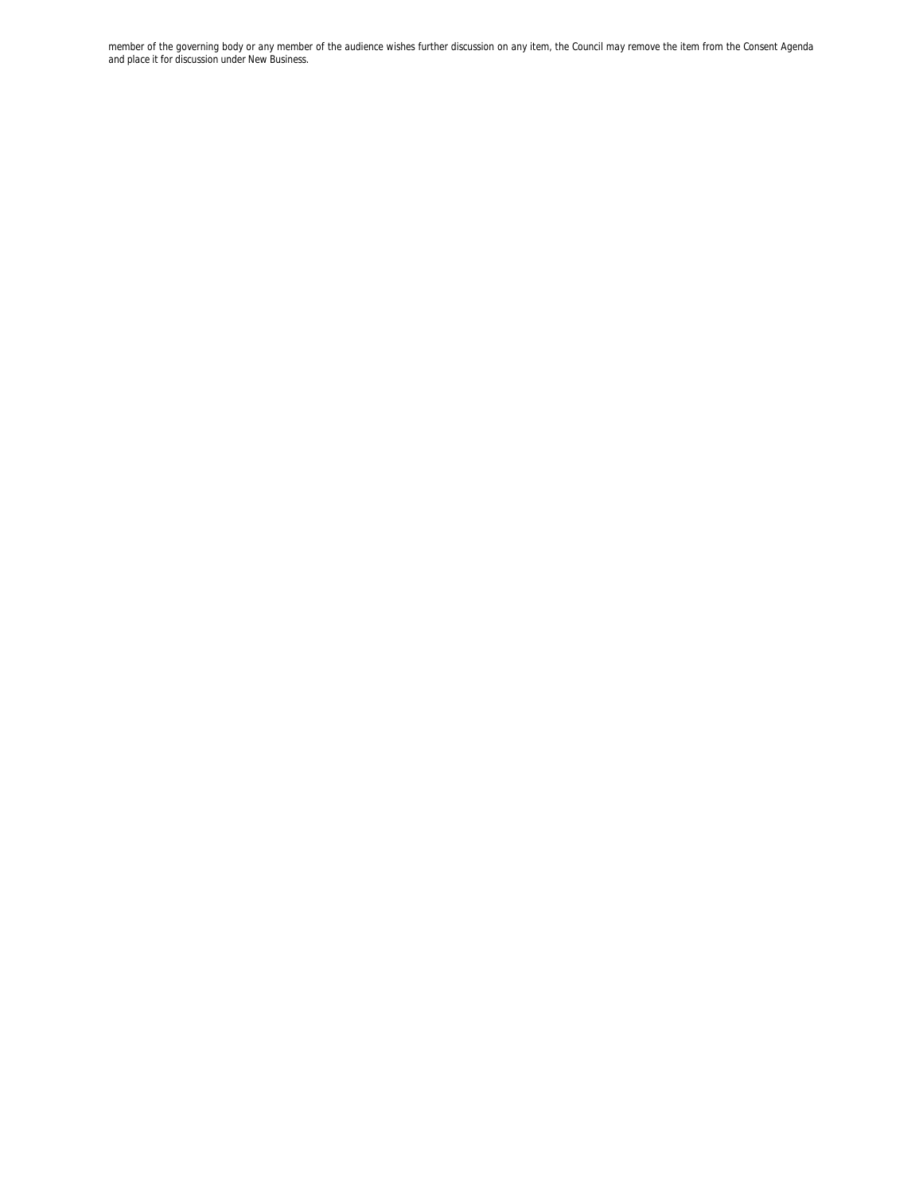member of the governing body or any member of the audience wishes further discussion on any item, the Council may remove the item from the Consent Agenda and place it for discussion under New Business.